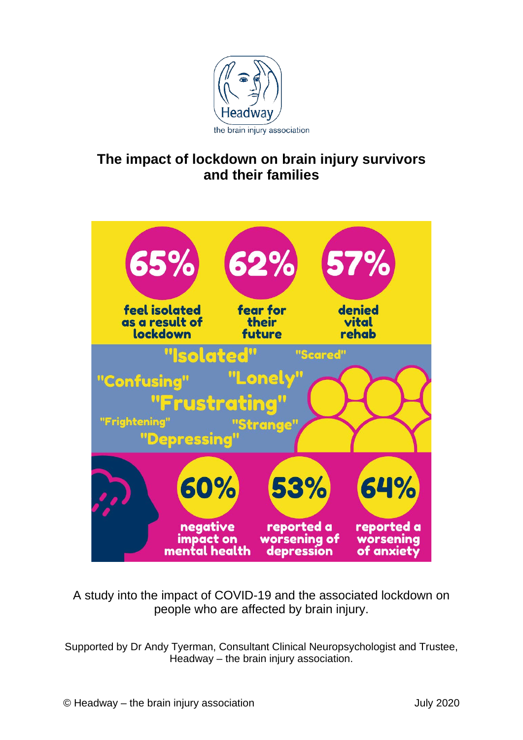Headway

the brain injury association

# The impact of lockdown on brain injury survivors and their families

**65%** feel isolated as a result of lockdown

**62%** fear for their future

**57%** denied vital rehab

"Isolated" "Scared" "Confusing" "Lonely" "Frustrating" "Frightening" "Strange" "Depressing"

**60%** negative impact on mental health

**53%** reported a worsening of depression

**64%** reported a worsening of anxiety

A study into the impact of COVID-19 and the associated lockdown on people who are affected by brain injury.

Supported by Dr Andy Tyerman, Consultant Clinical Neuropsychologist and Trustee, Headway – the brain injury association.

© Headway – the brain injury association

July 2020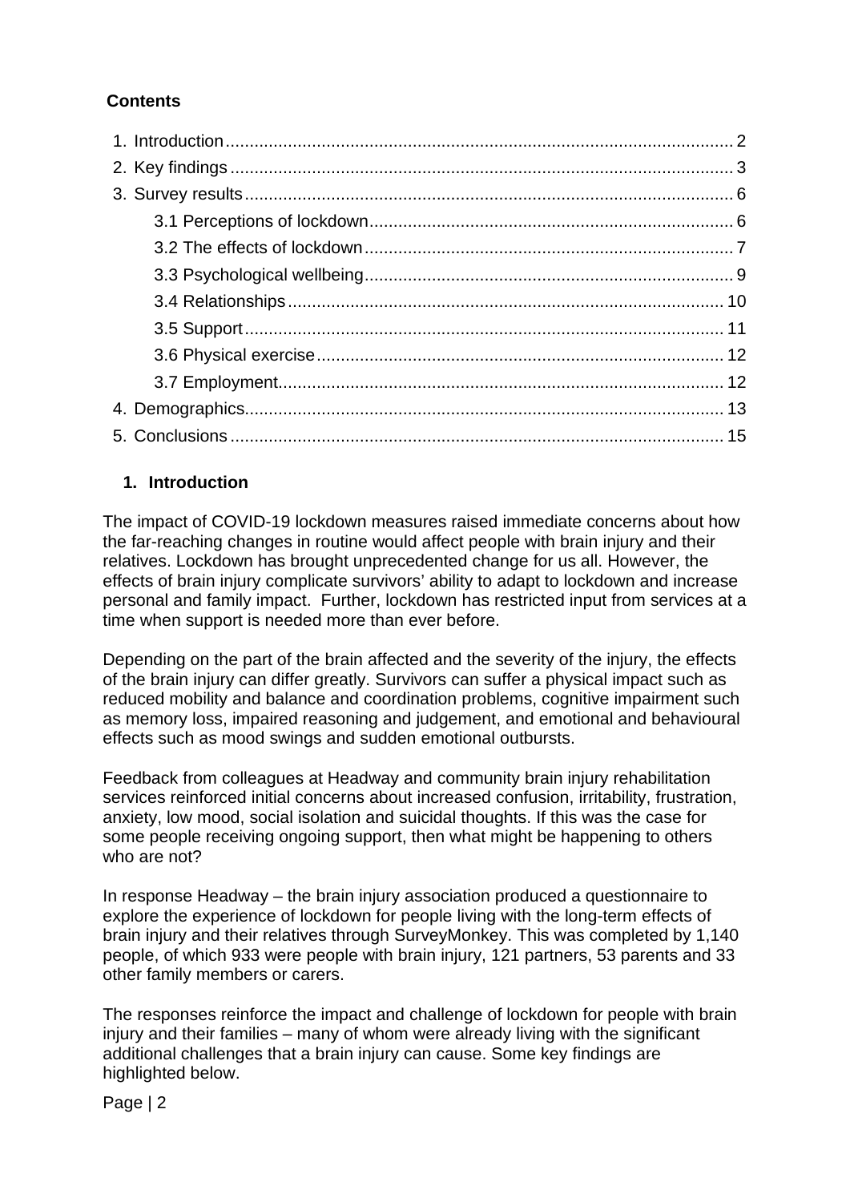**Contents**

1. Introduction ........................................................................................................ 2
2. Key findings ........................................................................................................ 3
3. Survey results ..................................................................................................... 6
    - 3.1 Perceptions of lockdown ........................................................................... 6
    - 3.2 The effects of lockdown ............................................................................ 7
    - 3.3 Psychological wellbeing ............................................................................ 9
    - 3.4 Relationships .......................................................................................... 10
    - 3.5 Support ................................................................................................... 11
    - 3.6 Physical exercise .................................................................................... 12
    - 3.7 Employment ............................................................................................ 12
4. Demographics ................................................................................................... 13
5. Conclusions ...................................................................................................... 15

## 1. Introduction

The impact of COVID-19 lockdown measures raised immediate concerns about how the far-reaching changes in routine would affect people with brain injury and their relatives. Lockdown has brought unprecedented change for us all. However, the effects of brain injury complicate survivors' ability to adapt to lockdown and increase personal and family impact. Further, lockdown has restricted input from services at a time when support is needed more than ever before.

Depending on the part of the brain affected and the severity of the injury, the effects of the brain injury can differ greatly. Survivors can suffer a physical impact such as reduced mobility and balance and coordination problems, cognitive impairment such as memory loss, impaired reasoning and judgement, and emotional and behavioural effects such as mood swings and sudden emotional outbursts.

Feedback from colleagues at Headway and community brain injury rehabilitation services reinforced initial concerns about increased confusion, irritability, frustration, anxiety, low mood, social isolation and suicidal thoughts. If this was the case for some people receiving ongoing support, then what might be happening to others who are not?

In response Headway – the brain injury association produced a questionnaire to explore the experience of lockdown for people living with the long-term effects of brain injury and their relatives through SurveyMonkey. This was completed by 1,140 people, of which 933 were people with brain injury, 121 partners, 53 parents and 33 other family members or carers.

The responses reinforce the impact and challenge of lockdown for people with brain injury and their families – many of whom were already living with the significant additional challenges that a brain injury can cause. Some key findings are highlighted below.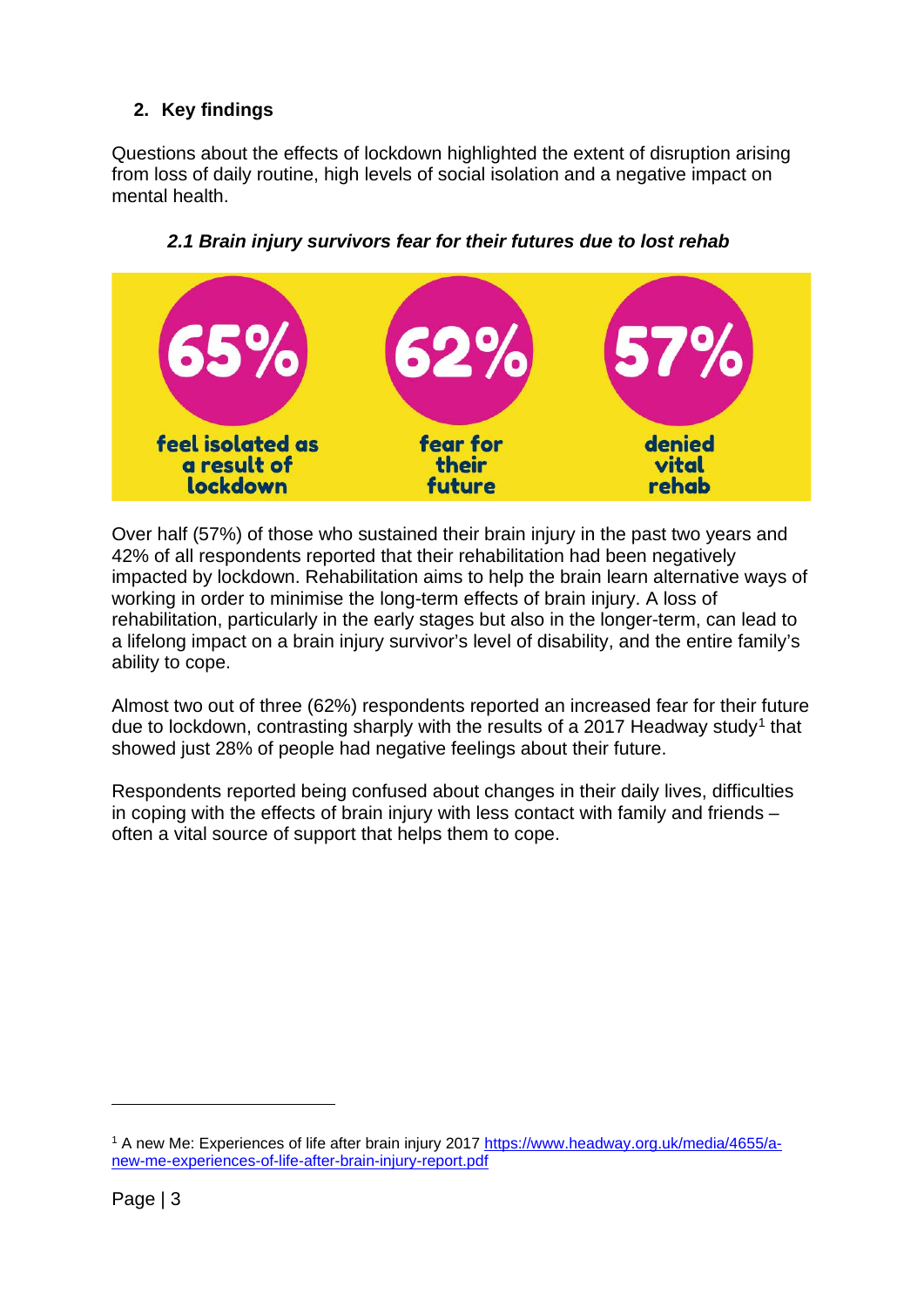## 2. Key findings

Questions about the effects of lockdown highlighted the extent of disruption arising from loss of daily routine, high levels of social isolation and a negative impact on mental health.

### *2.1 Brain injury survivors fear for their futures due to lost rehab*

**65%** feel isolated as a result of lockdown

**62%** fear for their future

**57%** denied vital rehab

Over half (57%) of those who sustained their brain injury in the past two years and 42% of all respondents reported that their rehabilitation had been negatively impacted by lockdown. Rehabilitation aims to help the brain learn alternative ways of working in order to minimise the long-term effects of brain injury. A loss of rehabilitation, particularly in the early stages but also in the longer-term, can lead to a lifelong impact on a brain injury survivor's level of disability, and the entire family's ability to cope.

Almost two out of three (62%) respondents reported an increased fear for their future due to lockdown, contrasting sharply with the results of a 2017 Headway study[1] that showed just 28% of people had negative feelings about their future.

Respondents reported being confused about changes in their daily lives, difficulties in coping with the effects of brain injury with less contact with family and friends – often a vital source of support that helps them to cope.

---

[1] A new Me: Experiences of life after brain injury 2017 https://www.headway.org.uk/media/4655/a-new-me-experiences-of-life-after-brain-injury-report.pdf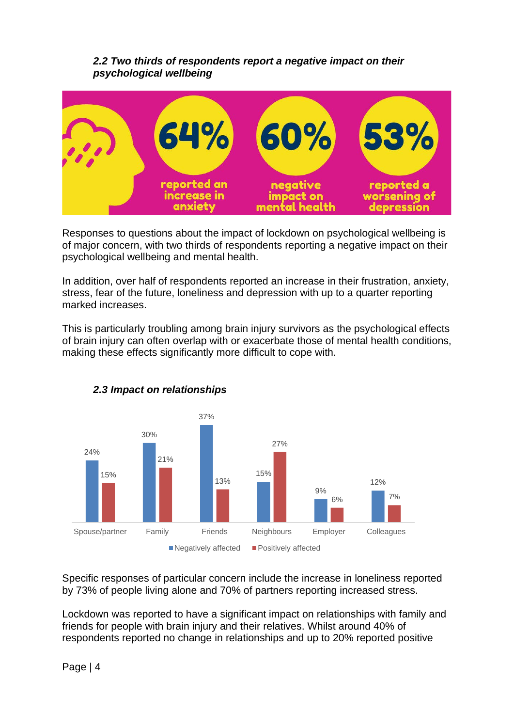### *2.2 Two thirds of respondents report a negative impact on their psychological wellbeing*

64% reported an increase in anxiety

60% negative impact on mental health

53% reported a worsening of depression

Responses to questions about the impact of lockdown on psychological wellbeing is of major concern, with two thirds of respondents reporting a negative impact on their psychological wellbeing and mental health.

In addition, over half of respondents reported an increase in their frustration, anxiety, stress, fear of the future, loneliness and depression with up to a quarter reporting marked increases.

This is particularly troubling among brain injury survivors as the psychological effects of brain injury can often overlap with or exacerbate those of mental health conditions, making these effects significantly more difficult to cope with.

### *2.3 Impact on relationships*

| | Negatively affected | Positively affected |
|---|---|---|
| Spouse/partner | 24% | 15% |
| Family | 30% | 21% |
| Friends | 37% | 13% |
| Neighbours | 15% | 27% |
| Employer | 9% | 6% |
| Colleagues | 12% | 7% |

Specific responses of particular concern include the increase in loneliness reported by 73% of people living alone and 70% of partners reporting increased stress.

Lockdown was reported to have a significant impact on relationships with family and friends for people with brain injury and their relatives. Whilst around 40% of respondents reported no change in relationships and up to 20% reported positive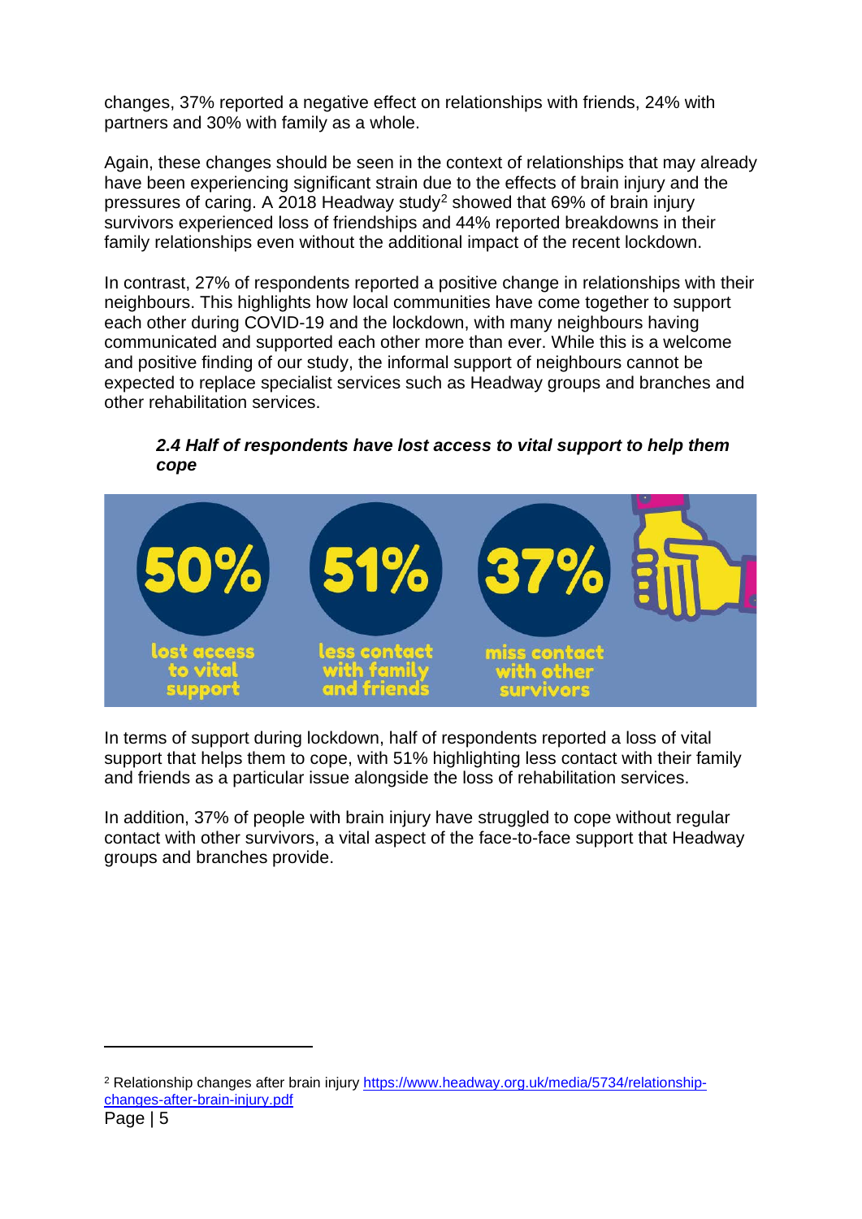changes, 37% reported a negative effect on relationships with friends, 24% with partners and 30% with family as a whole.

Again, these changes should be seen in the context of relationships that may already have been experiencing significant strain due to the effects of brain injury and the pressures of caring. A 2018 Headway study[2] showed that 69% of brain injury survivors experienced loss of friendships and 44% reported breakdowns in their family relationships even without the additional impact of the recent lockdown.

In contrast, 27% of respondents reported a positive change in relationships with their neighbours. This highlights how local communities have come together to support each other during COVID-19 and the lockdown, with many neighbours having communicated and supported each other more than ever. While this is a welcome and positive finding of our study, the informal support of neighbours cannot be expected to replace specialist services such as Headway groups and branches and other rehabilitation services.

### *2.4 Half of respondents have lost access to vital support to help them cope*

**50%** lost access to vital support

**51%** less contact with family and friends

**37%** miss contact with other survivors

In terms of support during lockdown, half of respondents reported a loss of vital support that helps them to cope, with 51% highlighting less contact with their family and friends as a particular issue alongside the loss of rehabilitation services.

In addition, 37% of people with brain injury have struggled to cope without regular contact with other survivors, a vital aspect of the face-to-face support that Headway groups and branches provide.

[2] Relationship changes after brain injury https://www.headway.org.uk/media/5734/relationship-changes-after-brain-injury.pdf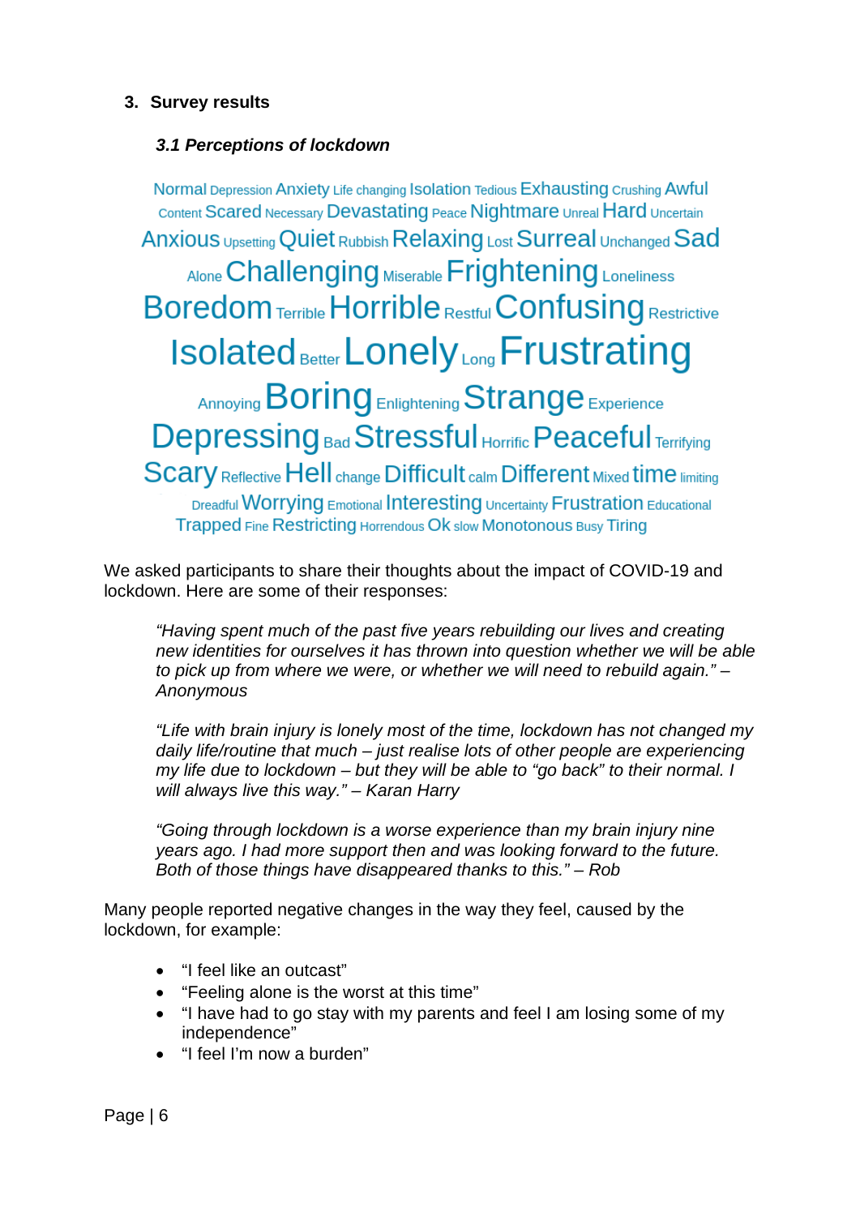## 3. Survey results

### *3.1 Perceptions of lockdown*

Normal Depression Anxiety Life changing Isolation Tedious Exhausting Crushing Awful Content Scared Necessary Devastating Peace Nightmare Unreal Hard Uncertain Anxious Upsetting Quiet Rubbish Relaxing Lost Surreal Unchanged Sad Alone Challenging Miserable Frightening Loneliness Boredom Terrible Horrible Restful Confusing Restrictive Isolated Better Lonely Long Frustrating Annoying Boring Enlightening Strange Experience Depressing Bad Stressful Horrific Peaceful Terrifying Scary Reflective Hell change Difficult calm Different Mixed time limiting Dreadful Worrying Emotional Interesting Uncertainty Frustration Educational Trapped Fine Restricting Horrendous Ok slow Monotonous Busy Tiring

We asked participants to share their thoughts about the impact of COVID-19 and lockdown. Here are some of their responses:

> *"Having spent much of the past five years rebuilding our lives and creating new identities for ourselves it has thrown into question whether we will be able to pick up from where we were, or whether we will need to rebuild again." – Anonymous*

> *"Life with brain injury is lonely most of the time, lockdown has not changed my daily life/routine that much – just realise lots of other people are experiencing my life due to lockdown – but they will be able to "go back" to their normal. I will always live this way." – Karan Harry*

> *"Going through lockdown is a worse experience than my brain injury nine years ago. I had more support then and was looking forward to the future. Both of those things have disappeared thanks to this." – Rob*

Many people reported negative changes in the way they feel, caused by the lockdown, for example:

- "I feel like an outcast"
- "Feeling alone is the worst at this time"
- "I have had to go stay with my parents and feel I am losing some of my independence"
- "I feel I'm now a burden"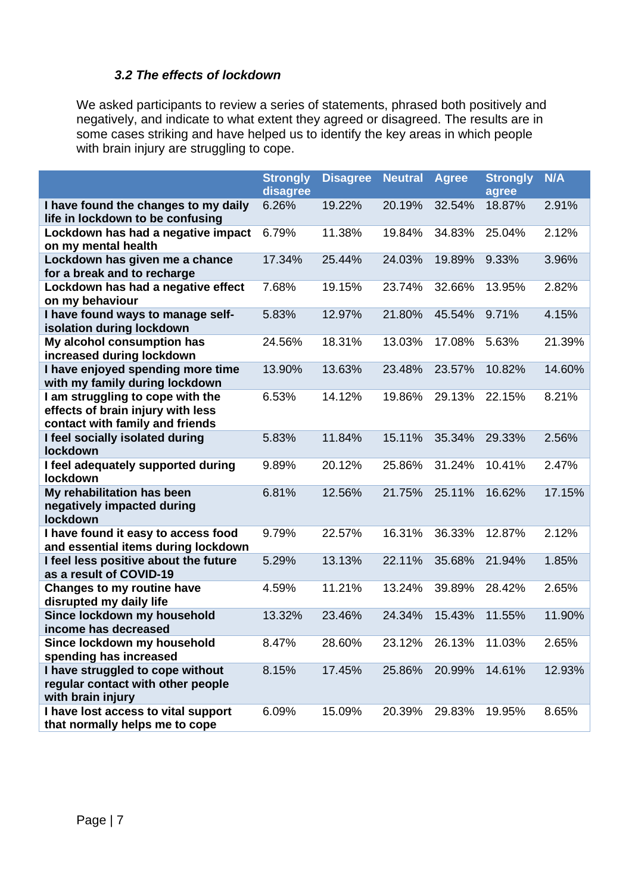### *3.2 The effects of lockdown*

We asked participants to review a series of statements, phrased both positively and negatively, and indicate to what extent they agreed or disagreed. The results are in some cases striking and have helped us to identify the key areas in which people with brain injury are struggling to cope.

| | Strongly disagree | Disagree | Neutral | Agree | Strongly agree | N/A |
|---|---|---|---|---|---|---|
| **I have found the changes to my daily life in lockdown to be confusing** | 6.26% | 19.22% | 20.19% | 32.54% | 18.87% | 2.91% |
| **Lockdown has had a negative impact on my mental health** | 6.79% | 11.38% | 19.84% | 34.83% | 25.04% | 2.12% |
| **Lockdown has given me a chance for a break and to recharge** | 17.34% | 25.44% | 24.03% | 19.89% | 9.33% | 3.96% |
| **Lockdown has had a negative effect on my behaviour** | 7.68% | 19.15% | 23.74% | 32.66% | 13.95% | 2.82% |
| **I have found ways to manage self-isolation during lockdown** | 5.83% | 12.97% | 21.80% | 45.54% | 9.71% | 4.15% |
| **My alcohol consumption has increased during lockdown** | 24.56% | 18.31% | 13.03% | 17.08% | 5.63% | 21.39% |
| **I have enjoyed spending more time with my family during lockdown** | 13.90% | 13.63% | 23.48% | 23.57% | 10.82% | 14.60% |
| **I am struggling to cope with the effects of brain injury with less contact with family and friends** | 6.53% | 14.12% | 19.86% | 29.13% | 22.15% | 8.21% |
| **I feel socially isolated during lockdown** | 5.83% | 11.84% | 15.11% | 35.34% | 29.33% | 2.56% |
| **I feel adequately supported during lockdown** | 9.89% | 20.12% | 25.86% | 31.24% | 10.41% | 2.47% |
| **My rehabilitation has been negatively impacted during lockdown** | 6.81% | 12.56% | 21.75% | 25.11% | 16.62% | 17.15% |
| **I have found it easy to access food and essential items during lockdown** | 9.79% | 22.57% | 16.31% | 36.33% | 12.87% | 2.12% |
| **I feel less positive about the future as a result of COVID-19** | 5.29% | 13.13% | 22.11% | 35.68% | 21.94% | 1.85% |
| **Changes to my routine have disrupted my daily life** | 4.59% | 11.21% | 13.24% | 39.89% | 28.42% | 2.65% |
| **Since lockdown my household income has decreased** | 13.32% | 23.46% | 24.34% | 15.43% | 11.55% | 11.90% |
| **Since lockdown my household spending has increased** | 8.47% | 28.60% | 23.12% | 26.13% | 11.03% | 2.65% |
| **I have struggled to cope without regular contact with other people with brain injury** | 8.15% | 17.45% | 25.86% | 20.99% | 14.61% | 12.93% |
| **I have lost access to vital support that normally helps me to cope** | 6.09% | 15.09% | 20.39% | 29.83% | 19.95% | 8.65% |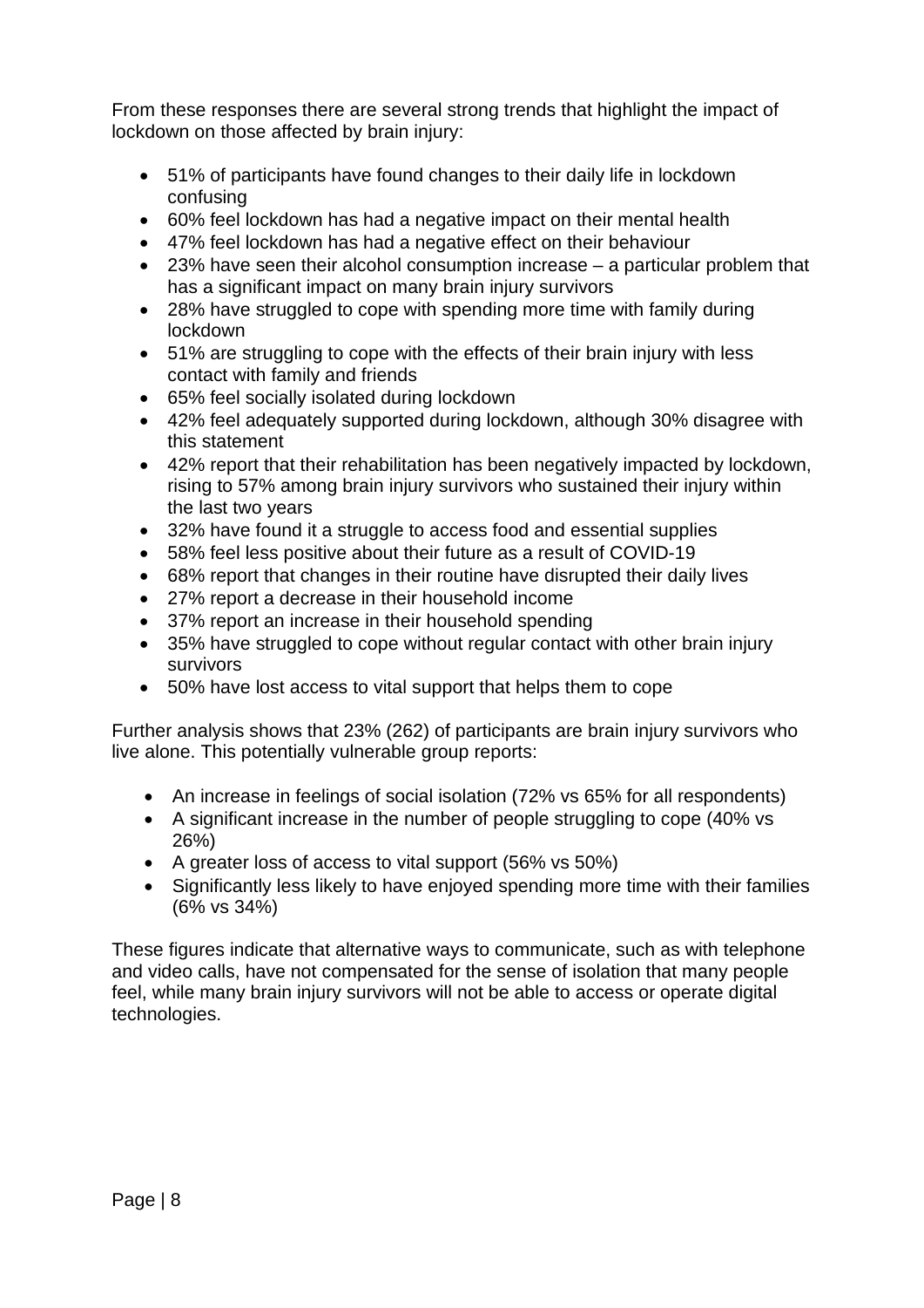From these responses there are several strong trends that highlight the impact of lockdown on those affected by brain injury:

- 51% of participants have found changes to their daily life in lockdown confusing
- 60% feel lockdown has had a negative impact on their mental health
- 47% feel lockdown has had a negative effect on their behaviour
- 23% have seen their alcohol consumption increase – a particular problem that has a significant impact on many brain injury survivors
- 28% have struggled to cope with spending more time with family during lockdown
- 51% are struggling to cope with the effects of their brain injury with less contact with family and friends
- 65% feel socially isolated during lockdown
- 42% feel adequately supported during lockdown, although 30% disagree with this statement
- 42% report that their rehabilitation has been negatively impacted by lockdown, rising to 57% among brain injury survivors who sustained their injury within the last two years
- 32% have found it a struggle to access food and essential supplies
- 58% feel less positive about their future as a result of COVID-19
- 68% report that changes in their routine have disrupted their daily lives
- 27% report a decrease in their household income
- 37% report an increase in their household spending
- 35% have struggled to cope without regular contact with other brain injury survivors
- 50% have lost access to vital support that helps them to cope

Further analysis shows that 23% (262) of participants are brain injury survivors who live alone. This potentially vulnerable group reports:

- An increase in feelings of social isolation (72% vs 65% for all respondents)
- A significant increase in the number of people struggling to cope (40% vs 26%)
- A greater loss of access to vital support (56% vs 50%)
- Significantly less likely to have enjoyed spending more time with their families (6% vs 34%)

These figures indicate that alternative ways to communicate, such as with telephone and video calls, have not compensated for the sense of isolation that many people feel, while many brain injury survivors will not be able to access or operate digital technologies.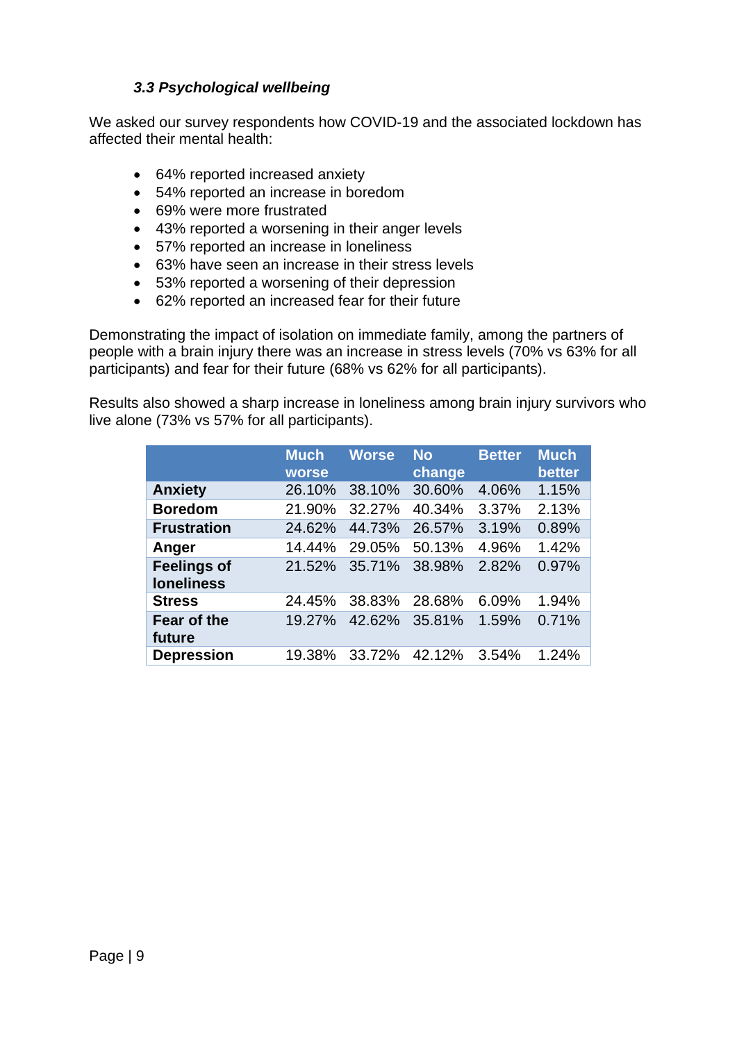### *3.3 Psychological wellbeing*

We asked our survey respondents how COVID-19 and the associated lockdown has affected their mental health:

- 64% reported increased anxiety
- 54% reported an increase in boredom
- 69% were more frustrated
- 43% reported a worsening in their anger levels
- 57% reported an increase in loneliness
- 63% have seen an increase in their stress levels
- 53% reported a worsening of their depression
- 62% reported an increased fear for their future

Demonstrating the impact of isolation on immediate family, among the partners of people with a brain injury there was an increase in stress levels (70% vs 63% for all participants) and fear for their future (68% vs 62% for all participants).

Results also showed a sharp increase in loneliness among brain injury survivors who live alone (73% vs 57% for all participants).

| | Much worse | Worse | No change | Better | Much better |
|---|---|---|---|---|---|
| **Anxiety** | 26.10% | 38.10% | 30.60% | 4.06% | 1.15% |
| **Boredom** | 21.90% | 32.27% | 40.34% | 3.37% | 2.13% |
| **Frustration** | 24.62% | 44.73% | 26.57% | 3.19% | 0.89% |
| **Anger** | 14.44% | 29.05% | 50.13% | 4.96% | 1.42% |
| **Feelings of loneliness** | 21.52% | 35.71% | 38.98% | 2.82% | 0.97% |
| **Stress** | 24.45% | 38.83% | 28.68% | 6.09% | 1.94% |
| **Fear of the future** | 19.27% | 42.62% | 35.81% | 1.59% | 0.71% |
| **Depression** | 19.38% | 33.72% | 42.12% | 3.54% | 1.24% |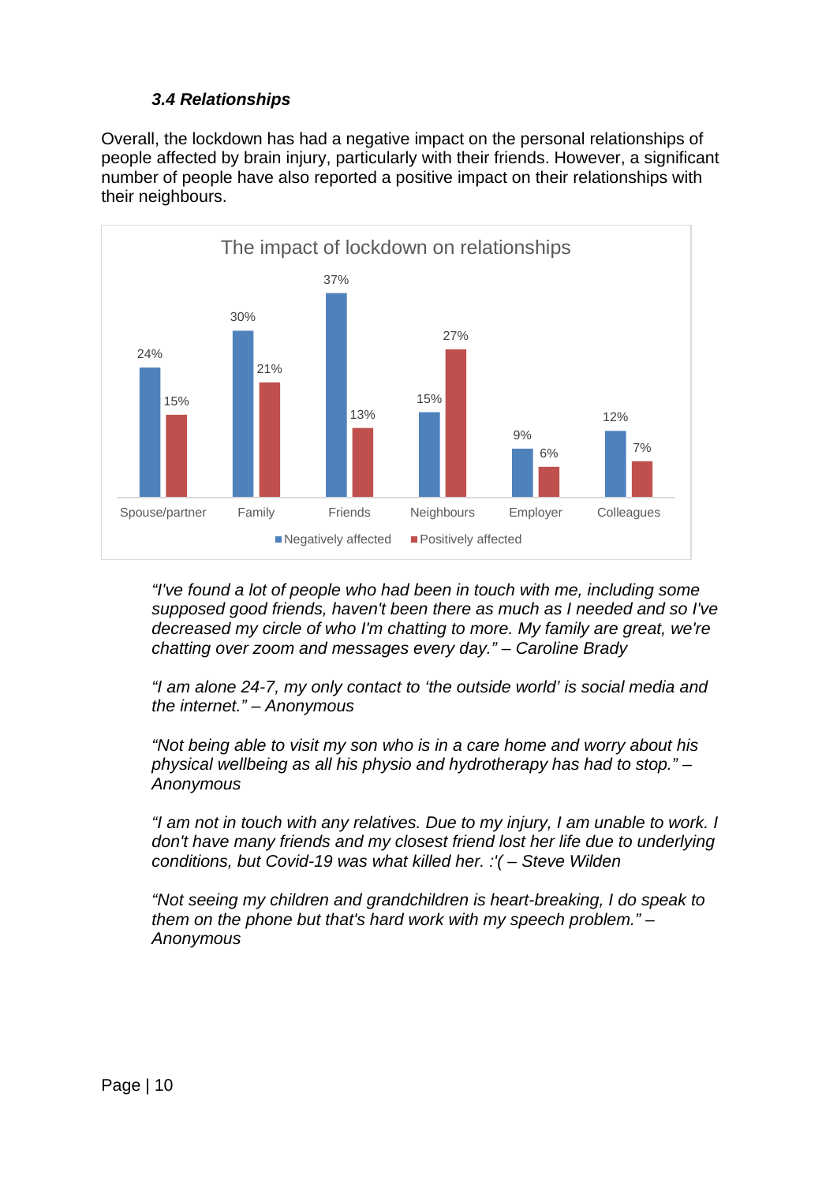### *3.4 Relationships*

Overall, the lockdown has had a negative impact on the personal relationships of people affected by brain injury, particularly with their friends. However, a significant number of people have also reported a positive impact on their relationships with their neighbours.

The impact of lockdown on relationships

| | Negatively affected | Positively affected |
|---|---|---|
| Spouse/partner | 24% | 15% |
| Family | 30% | 21% |
| Friends | 37% | 13% |
| Neighbours | 15% | 27% |
| Employer | 9% | 6% |
| Colleagues | 12% | 7% |

*"I've found a lot of people who had been in touch with me, including some supposed good friends, haven't been there as much as I needed and so I've decreased my circle of who I'm chatting to more. My family are great, we're chatting over zoom and messages every day." – Caroline Brady*

*"I am alone 24-7, my only contact to 'the outside world' is social media and the internet." – Anonymous*

*"Not being able to visit my son who is in a care home and worry about his physical wellbeing as all his physio and hydrotherapy has had to stop." – Anonymous*

*"I am not in touch with any relatives. Due to my injury, I am unable to work. I don't have many friends and my closest friend lost her life due to underlying conditions, but Covid-19 was what killed her. :'( – Steve Wilden*

*"Not seeing my children and grandchildren is heart-breaking, I do speak to them on the phone but that's hard work with my speech problem." – Anonymous*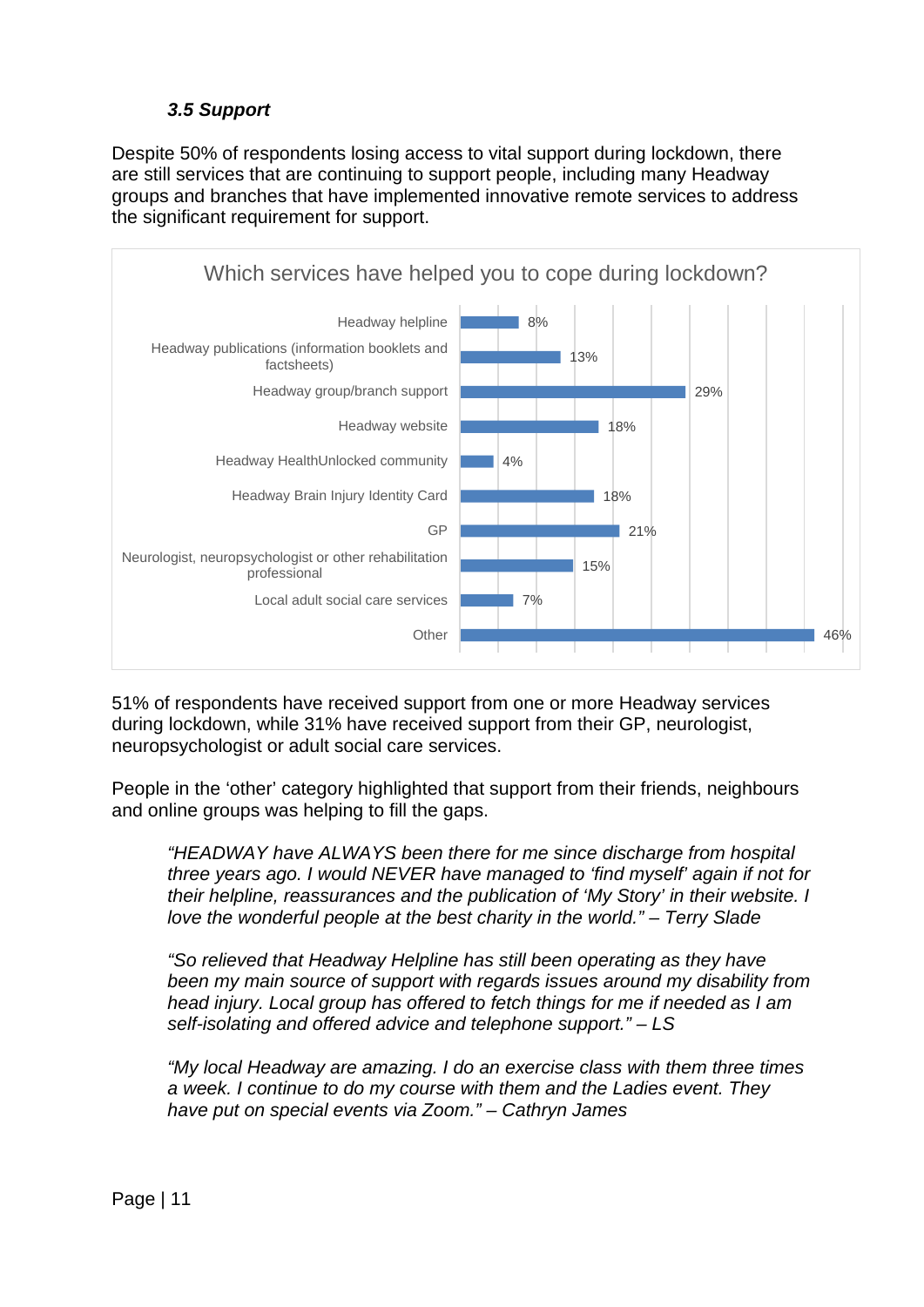### *3.5 Support*

Despite 50% of respondents losing access to vital support during lockdown, there are still services that are continuing to support people, including many Headway groups and branches that have implemented innovative remote services to address the significant requirement for support.

Which services have helped you to cope during lockdown?

| Service | % |
| --- | --- |
| Headway helpline | 8% |
| Headway publications (information booklets and factsheets) | 13% |
| Headway group/branch support | 29% |
| Headway website | 18% |
| Headway HealthUnlocked community | 4% |
| Headway Brain Injury Identity Card | 18% |
| GP | 21% |
| Neurologist, neuropsychologist or other rehabilitation professional | 15% |
| Local adult social care services | 7% |
| Other | 46% |

51% of respondents have received support from one or more Headway services during lockdown, while 31% have received support from their GP, neurologist, neuropsychologist or adult social care services.

People in the 'other' category highlighted that support from their friends, neighbours and online groups was helping to fill the gaps.

> *"HEADWAY have ALWAYS been there for me since discharge from hospital three years ago. I would NEVER have managed to 'find myself' again if not for their helpline, reassurances and the publication of 'My Story' in their website. I love the wonderful people at the best charity in the world." – Terry Slade*

> *"So relieved that Headway Helpline has still been operating as they have been my main source of support with regards issues around my disability from head injury. Local group has offered to fetch things for me if needed as I am self-isolating and offered advice and telephone support." – LS*

> *"My local Headway are amazing. I do an exercise class with them three times a week. I continue to do my course with them and the Ladies event. They have put on special events via Zoom." – Cathryn James*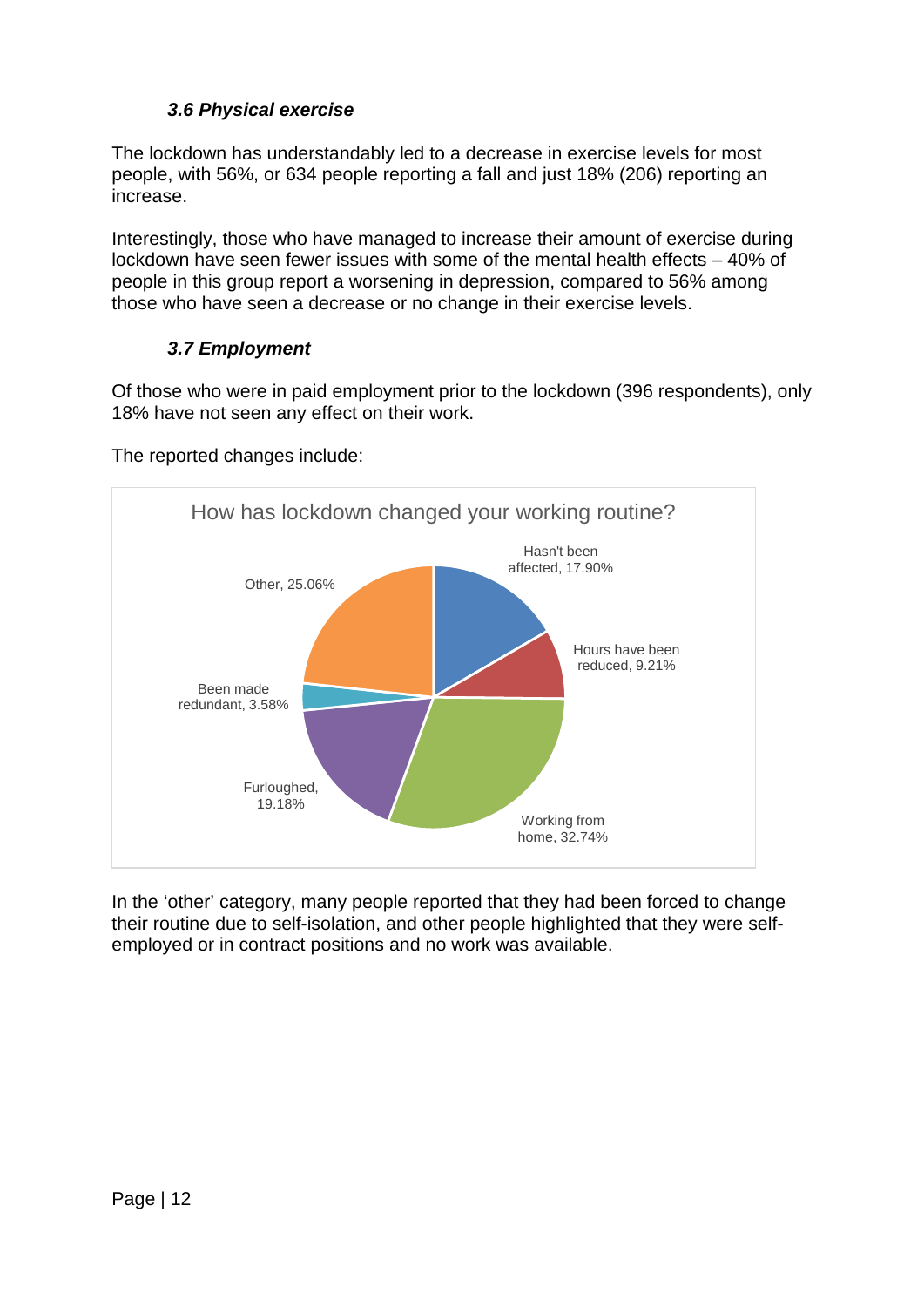### *3.6 Physical exercise*

The lockdown has understandably led to a decrease in exercise levels for most people, with 56%, or 634 people reporting a fall and just 18% (206) reporting an increase.

Interestingly, those who have managed to increase their amount of exercise during lockdown have seen fewer issues with some of the mental health effects – 40% of people in this group report a worsening in depression, compared to 56% among those who have seen a decrease or no change in their exercise levels.

### *3.7 Employment*

Of those who were in paid employment prior to the lockdown (396 respondents), only 18% have not seen any effect on their work.

The reported changes include:

**How has lockdown changed your working routine?**

| Response | Percentage |
| --- | --- |
| Hasn't been affected | 17.90% |
| Hours have been reduced | 9.21% |
| Working from home | 32.74% |
| Furloughed | 19.18% |
| Been made redundant | 3.58% |
| Other | 25.06% |

In the 'other' category, many people reported that they had been forced to change their routine due to self-isolation, and other people highlighted that they were self-employed or in contract positions and no work was available.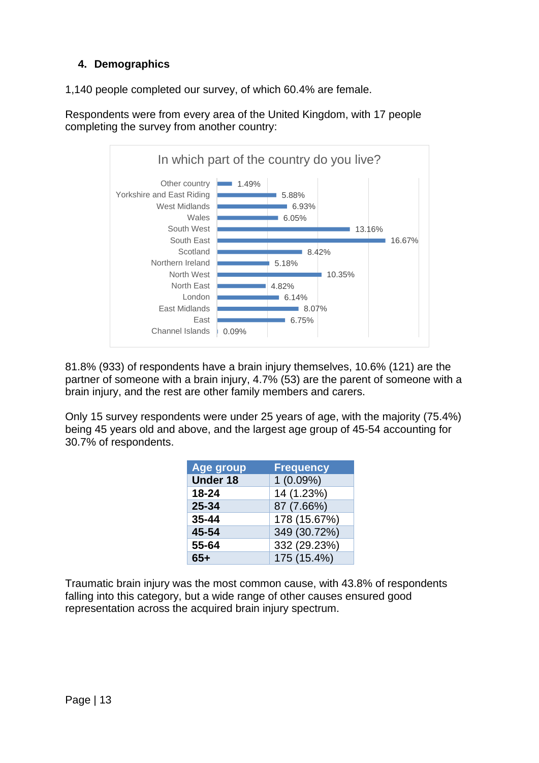## 4. Demographics

1,140 people completed our survey, of which 60.4% are female.

Respondents were from every area of the United Kingdom, with 17 people completing the survey from another country:

**In which part of the country do you live?**

| Region | Percentage |
|---|---|
| Other country | 1.49% |
| Yorkshire and East Riding | 5.88% |
| West Midlands | 6.93% |
| Wales | 6.05% |
| South West | 13.16% |
| South East | 16.67% |
| Scotland | 8.42% |
| Northern Ireland | 5.18% |
| North West | 10.35% |
| North East | 4.82% |
| London | 6.14% |
| East Midlands | 8.07% |
| East | 6.75% |
| Channel Islands | 0.09% |

81.8% (933) of respondents have a brain injury themselves, 10.6% (121) are the partner of someone with a brain injury, 4.7% (53) are the parent of someone with a brain injury, and the rest are other family members and carers.

Only 15 survey respondents were under 25 years of age, with the majority (75.4%) being 45 years old and above, and the largest age group of 45-54 accounting for 30.7% of respondents.

| Age group | Frequency |
|---|---|
| **Under 18** | 1 (0.09%) |
| **18-24** | 14 (1.23%) |
| **25-34** | 87 (7.66%) |
| **35-44** | 178 (15.67%) |
| **45-54** | 349 (30.72%) |
| **55-64** | 332 (29.23%) |
| **65+** | 175 (15.4%) |

Traumatic brain injury was the most common cause, with 43.8% of respondents falling into this category, but a wide range of other causes ensured good representation across the acquired brain injury spectrum.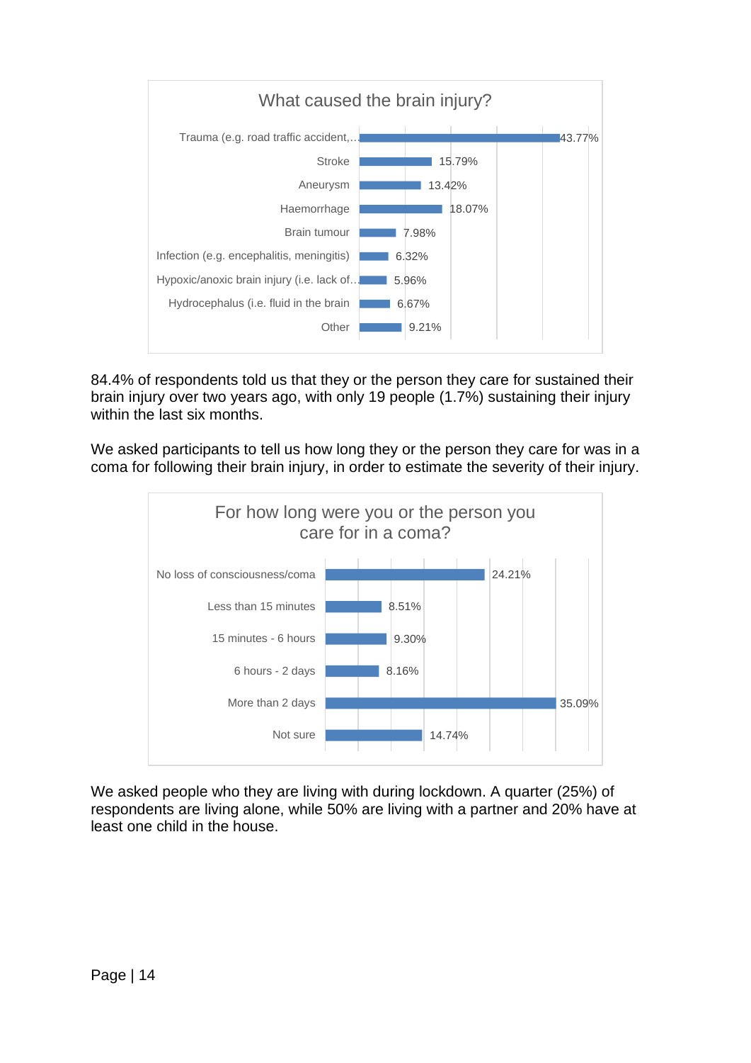**What caused the brain injury?**

| Cause | Percentage |
| --- | --- |
| Trauma (e.g. road traffic accident,… | 43.77% |
| Stroke | 15.79% |
| Aneurysm | 13.42% |
| Haemorrhage | 18.07% |
| Brain tumour | 7.98% |
| Infection (e.g. encephalitis, meningitis) | 6.32% |
| Hypoxic/anoxic brain injury (i.e. lack of… | 5.96% |
| Hydrocephalus (i.e. fluid in the brain | 6.67% |
| Other | 9.21% |

84.4% of respondents told us that they or the person they care for sustained their brain injury over two years ago, with only 19 people (1.7%) sustaining their injury within the last six months.

We asked participants to tell us how long they or the person they care for was in a coma for following their brain injury, in order to estimate the severity of their injury.

**For how long were you or the person you care for in a coma?**

| Duration | Percentage |
| --- | --- |
| No loss of consciousness/coma | 24.21% |
| Less than 15 minutes | 8.51% |
| 15 minutes - 6 hours | 9.30% |
| 6 hours - 2 days | 8.16% |
| More than 2 days | 35.09% |
| Not sure | 14.74% |

We asked people who they are living with during lockdown. A quarter (25%) of respondents are living alone, while 50% are living with a partner and 20% have at least one child in the house.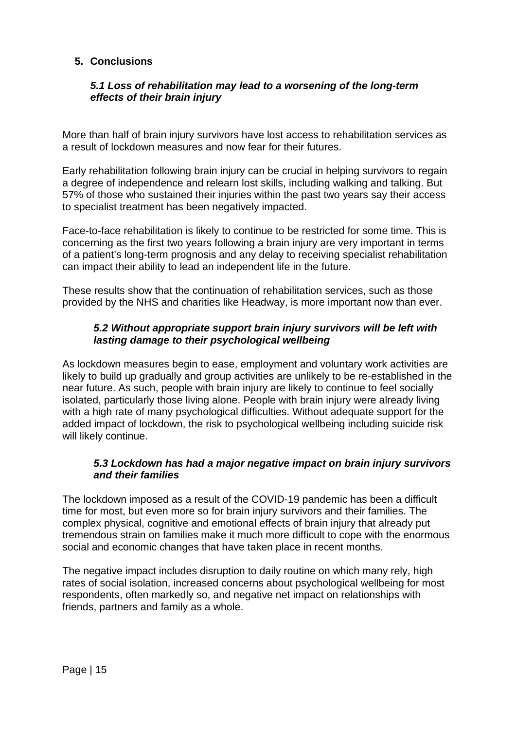## 5. Conclusions

### *5.1 Loss of rehabilitation may lead to a worsening of the long-term effects of their brain injury*

More than half of brain injury survivors have lost access to rehabilitation services as a result of lockdown measures and now fear for their futures.

Early rehabilitation following brain injury can be crucial in helping survivors to regain a degree of independence and relearn lost skills, including walking and talking. But 57% of those who sustained their injuries within the past two years say their access to specialist treatment has been negatively impacted.

Face-to-face rehabilitation is likely to continue to be restricted for some time. This is concerning as the first two years following a brain injury are very important in terms of a patient's long-term prognosis and any delay to receiving specialist rehabilitation can impact their ability to lead an independent life in the future.

These results show that the continuation of rehabilitation services, such as those provided by the NHS and charities like Headway, is more important now than ever.

### *5.2 Without appropriate support brain injury survivors will be left with lasting damage to their psychological wellbeing*

As lockdown measures begin to ease, employment and voluntary work activities are likely to build up gradually and group activities are unlikely to be re-established in the near future. As such, people with brain injury are likely to continue to feel socially isolated, particularly those living alone. People with brain injury were already living with a high rate of many psychological difficulties. Without adequate support for the added impact of lockdown, the risk to psychological wellbeing including suicide risk will likely continue.

### *5.3 Lockdown has had a major negative impact on brain injury survivors and their families*

The lockdown imposed as a result of the COVID-19 pandemic has been a difficult time for most, but even more so for brain injury survivors and their families. The complex physical, cognitive and emotional effects of brain injury that already put tremendous strain on families make it much more difficult to cope with the enormous social and economic changes that have taken place in recent months.

The negative impact includes disruption to daily routine on which many rely, high rates of social isolation, increased concerns about psychological wellbeing for most respondents, often markedly so, and negative net impact on relationships with friends, partners and family as a whole.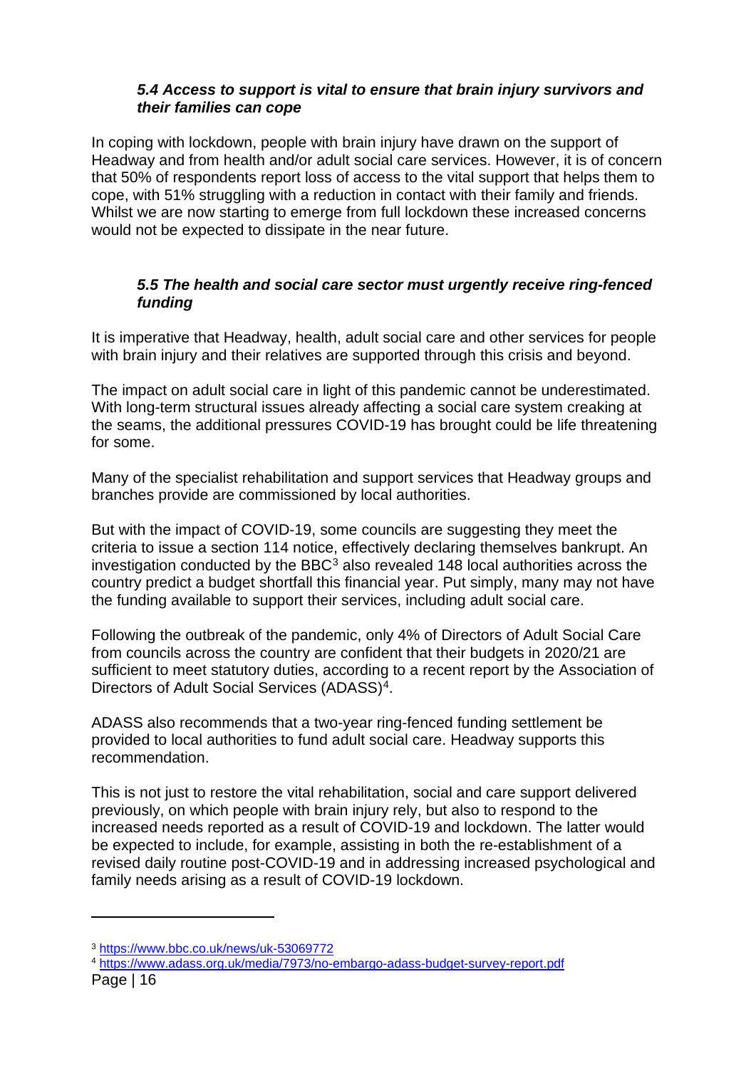### *5.4 Access to support is vital to ensure that brain injury survivors and their families can cope*

In coping with lockdown, people with brain injury have drawn on the support of Headway and from health and/or adult social care services. However, it is of concern that 50% of respondents report loss of access to the vital support that helps them to cope, with 51% struggling with a reduction in contact with their family and friends. Whilst we are now starting to emerge from full lockdown these increased concerns would not be expected to dissipate in the near future.

### *5.5 The health and social care sector must urgently receive ring-fenced funding*

It is imperative that Headway, health, adult social care and other services for people with brain injury and their relatives are supported through this crisis and beyond.

The impact on adult social care in light of this pandemic cannot be underestimated. With long-term structural issues already affecting a social care system creaking at the seams, the additional pressures COVID-19 has brought could be life threatening for some.

Many of the specialist rehabilitation and support services that Headway groups and branches provide are commissioned by local authorities.

But with the impact of COVID-19, some councils are suggesting they meet the criteria to issue a section 114 notice, effectively declaring themselves bankrupt. An investigation conducted by the BBC[3] also revealed 148 local authorities across the country predict a budget shortfall this financial year. Put simply, many may not have the funding available to support their services, including adult social care.

Following the outbreak of the pandemic, only 4% of Directors of Adult Social Care from councils across the country are confident that their budgets in 2020/21 are sufficient to meet statutory duties, according to a recent report by the Association of Directors of Adult Social Services (ADASS)[4].

ADASS also recommends that a two-year ring-fenced funding settlement be provided to local authorities to fund adult social care. Headway supports this recommendation.

This is not just to restore the vital rehabilitation, social and care support delivered previously, on which people with brain injury rely, but also to respond to the increased needs reported as a result of COVID-19 and lockdown. The latter would be expected to include, for example, assisting in both the re-establishment of a revised daily routine post-COVID-19 and in addressing increased psychological and family needs arising as a result of COVID-19 lockdown.

---

[3] https://www.bbc.co.uk/news/uk-53069772

[4] https://www.adass.org.uk/media/7973/no-embargo-adass-budget-survey-report.pdf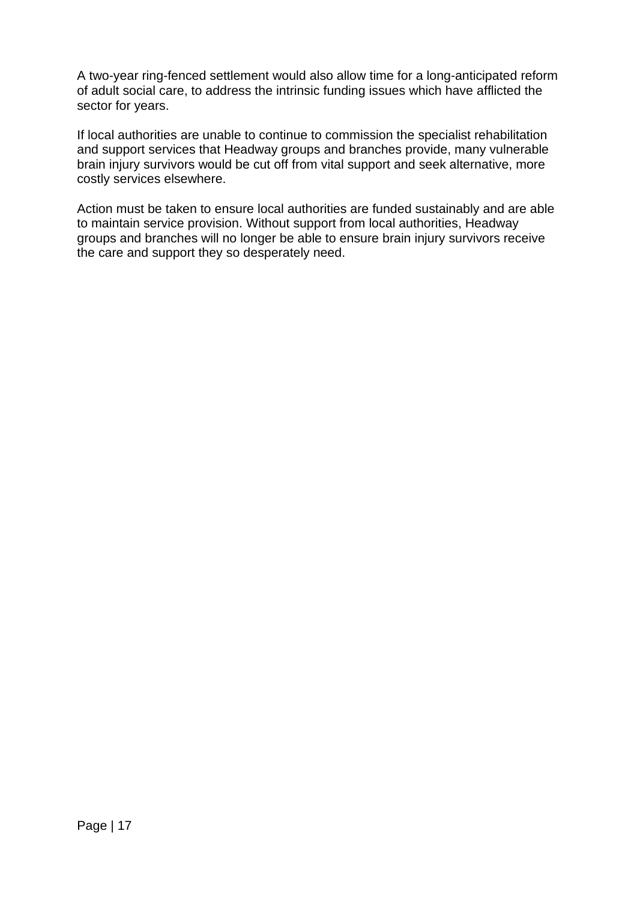A two-year ring-fenced settlement would also allow time for a long-anticipated reform of adult social care, to address the intrinsic funding issues which have afflicted the sector for years.

If local authorities are unable to continue to commission the specialist rehabilitation and support services that Headway groups and branches provide, many vulnerable brain injury survivors would be cut off from vital support and seek alternative, more costly services elsewhere.

Action must be taken to ensure local authorities are funded sustainably and are able to maintain service provision. Without support from local authorities, Headway groups and branches will no longer be able to ensure brain injury survivors receive the care and support they so desperately need.